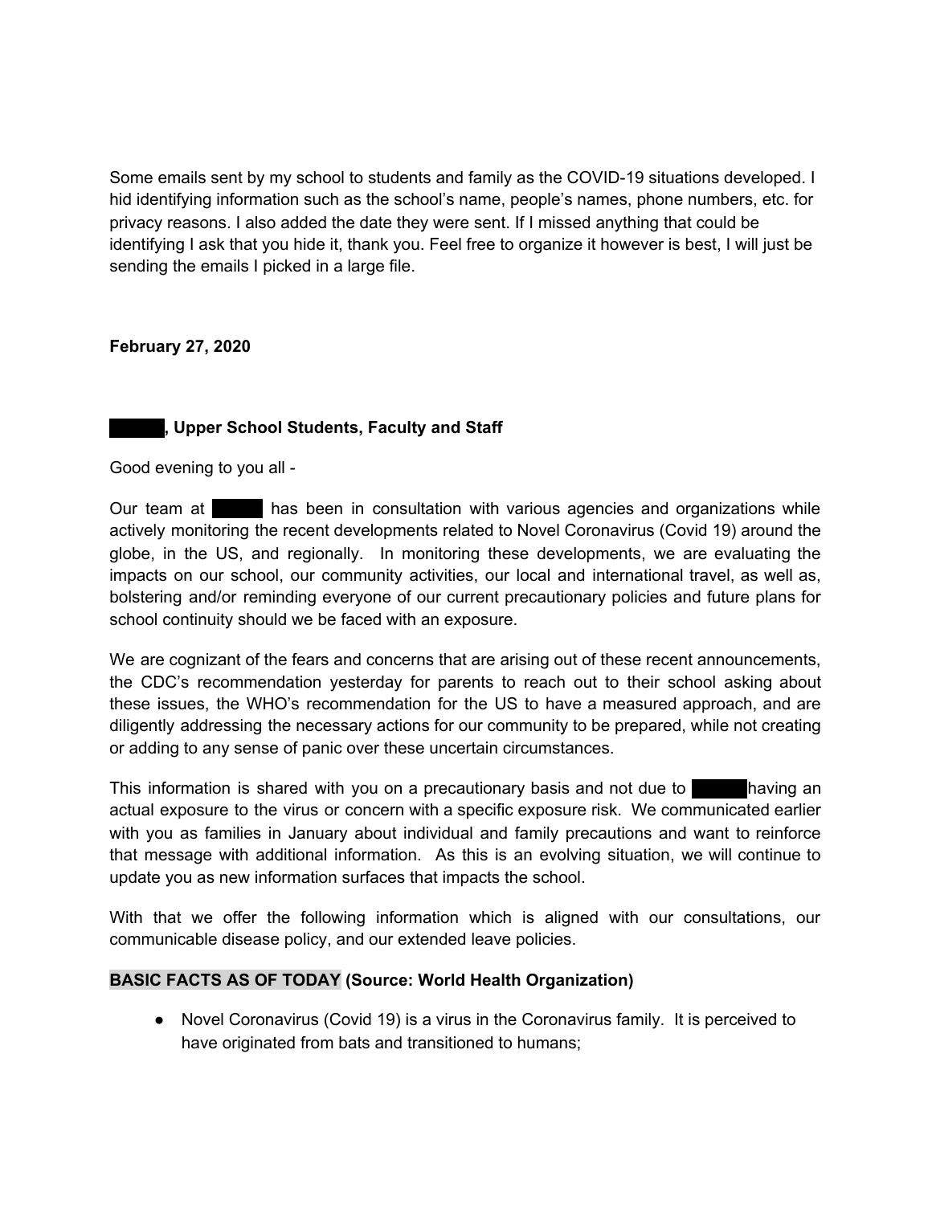Some emails sent by my school to students and family as the COVID-19 situations developed. I hid identifying information such as the school's name, people's names, phone numbers, etc. for privacy reasons. I also added the date they were sent. If I missed anything that could be identifying I ask that you hide it, thank you. Feel free to organize it however is best, I will just be sending the emails I picked in a large file.

**February 27, 2020**

**█████, Upper School Students, Faculty and Staff**

Good evening to you all -

Our team at █████ has been in consultation with various agencies and organizations while actively monitoring the recent developments related to Novel Coronavirus (Covid 19) around the globe, in the US, and regionally. In monitoring these developments, we are evaluating the impacts on our school, our community activities, our local and international travel, as well as, bolstering and/or reminding everyone of our current precautionary policies and future plans for school continuity should we be faced with an exposure.

We are cognizant of the fears and concerns that are arising out of these recent announcements, the CDC's recommendation yesterday for parents to reach out to their school asking about these issues, the WHO's recommendation for the US to have a measured approach, and are diligently addressing the necessary actions for our community to be prepared, while not creating or adding to any sense of panic over these uncertain circumstances.

This information is shared with you on a precautionary basis and not due to █████ having an actual exposure to the virus or concern with a specific exposure risk. We communicated earlier with you as families in January about individual and family precautions and want to reinforce that message with additional information. As this is an evolving situation, we will continue to update you as new information surfaces that impacts the school.

With that we offer the following information which is aligned with our consultations, our communicable disease policy, and our extended leave policies.

**BASIC FACTS AS OF TODAY (Source: World Health Organization)**

- Novel Coronavirus (Covid 19) is a virus in the Coronavirus family. It is perceived to have originated from bats and transitioned to humans;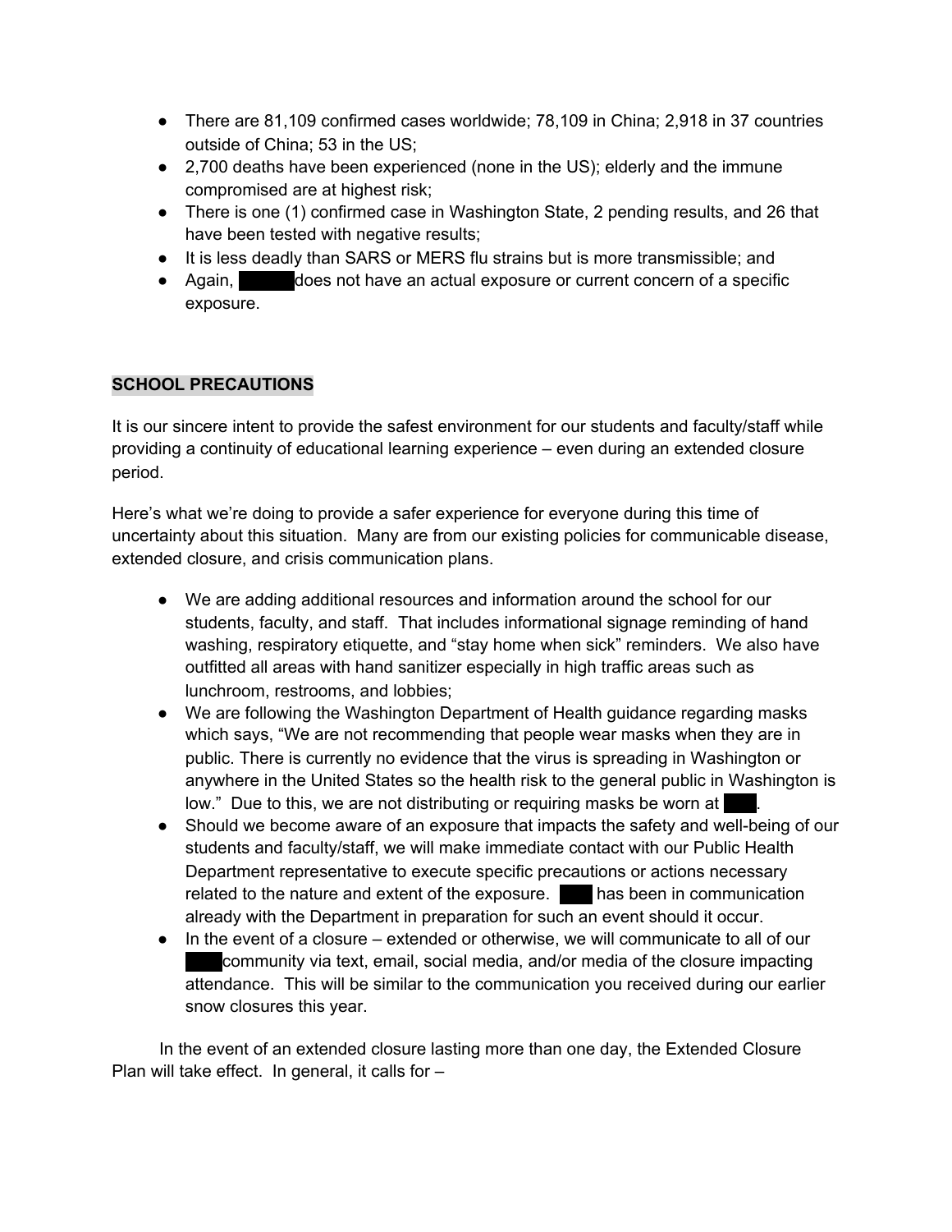- There are 81,109 confirmed cases worldwide; 78,109 in China; 2,918 in 37 countries outside of China; 53 in the US;
- 2,700 deaths have been experienced (none in the US); elderly and the immune compromised are at highest risk;
- There is one (1) confirmed case in Washington State, 2 pending results, and 26 that have been tested with negative results;
- It is less deadly than SARS or MERS flu strains but is more transmissible; and
- Again, ██████ does not have an actual exposure or current concern of a specific exposure.

**SCHOOL PRECAUTIONS**

It is our sincere intent to provide the safest environment for our students and faculty/staff while providing a continuity of educational learning experience – even during an extended closure period.

Here's what we're doing to provide a safer experience for everyone during this time of uncertainty about this situation. Many are from our existing policies for communicable disease, extended closure, and crisis communication plans.

- We are adding additional resources and information around the school for our students, faculty, and staff. That includes informational signage reminding of hand washing, respiratory etiquette, and "stay home when sick" reminders. We also have outfitted all areas with hand sanitizer especially in high traffic areas such as lunchroom, restrooms, and lobbies;
- We are following the Washington Department of Health guidance regarding masks which says, "We are not recommending that people wear masks when they are in public. There is currently no evidence that the virus is spreading in Washington or anywhere in the United States so the health risk to the general public in Washington is low." Due to this, we are not distributing or requiring masks be worn at ████.
- Should we become aware of an exposure that impacts the safety and well-being of our students and faculty/staff, we will make immediate contact with our Public Health Department representative to execute specific precautions or actions necessary related to the nature and extent of the exposure. ████ has been in communication already with the Department in preparation for such an event should it occur.
- In the event of a closure – extended or otherwise, we will communicate to all of our ████ community via text, email, social media, and/or media of the closure impacting attendance. This will be similar to the communication you received during our earlier snow closures this year.

In the event of an extended closure lasting more than one day, the Extended Closure Plan will take effect. In general, it calls for –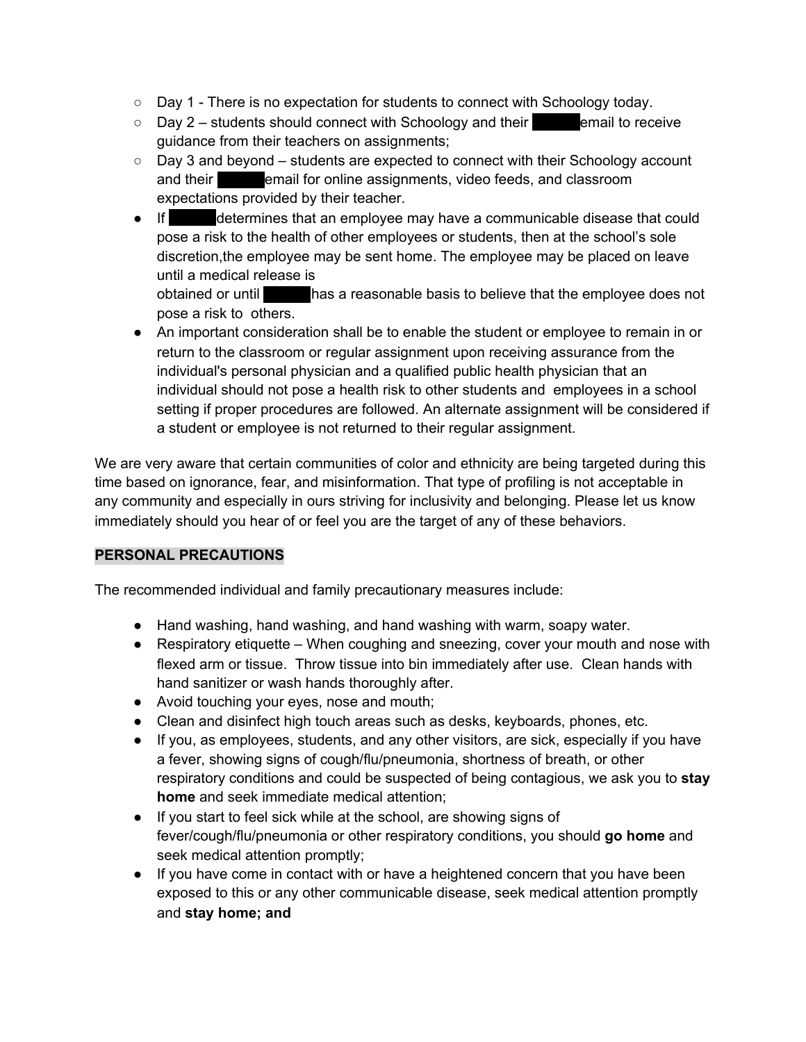- Day 1 - There is no expectation for students to connect with Schoology today.
  - Day 2 – students should connect with Schoology and their ████ email to receive guidance from their teachers on assignments;
  - Day 3 and beyond – students are expected to connect with their Schoology account and their ████ email for online assignments, video feeds, and classroom expectations provided by their teacher.
- If ████ determines that an employee may have a communicable disease that could pose a risk to the health of other employees or students, then at the school's sole discretion,the employee may be sent home. The employee may be placed on leave until a medical release is obtained or until ████ has a reasonable basis to believe that the employee does not pose a risk to others.
- An important consideration shall be to enable the student or employee to remain in or return to the classroom or regular assignment upon receiving assurance from the individual's personal physician and a qualified public health physician that an individual should not pose a health risk to other students and employees in a school setting if proper procedures are followed. An alternate assignment will be considered if a student or employee is not returned to their regular assignment.

We are very aware that certain communities of color and ethnicity are being targeted during this time based on ignorance, fear, and misinformation. That type of profiling is not acceptable in any community and especially in ours striving for inclusivity and belonging. Please let us know immediately should you hear of or feel you are the target of any of these behaviors.

## PERSONAL PRECAUTIONS

The recommended individual and family precautionary measures include:

- Hand washing, hand washing, and hand washing with warm, soapy water.
- Respiratory etiquette – When coughing and sneezing, cover your mouth and nose with flexed arm or tissue. Throw tissue into bin immediately after use. Clean hands with hand sanitizer or wash hands thoroughly after.
- Avoid touching your eyes, nose and mouth;
- Clean and disinfect high touch areas such as desks, keyboards, phones, etc.
- If you, as employees, students, and any other visitors, are sick, especially if you have a fever, showing signs of cough/flu/pneumonia, shortness of breath, or other respiratory conditions and could be suspected of being contagious, we ask you to **stay home** and seek immediate medical attention;
- If you start to feel sick while at the school, are showing signs of fever/cough/flu/pneumonia or other respiratory conditions, you should **go home** and seek medical attention promptly;
- If you have come in contact with or have a heightened concern that you have been exposed to this or any other communicable disease, seek medical attention promptly and **stay home; and**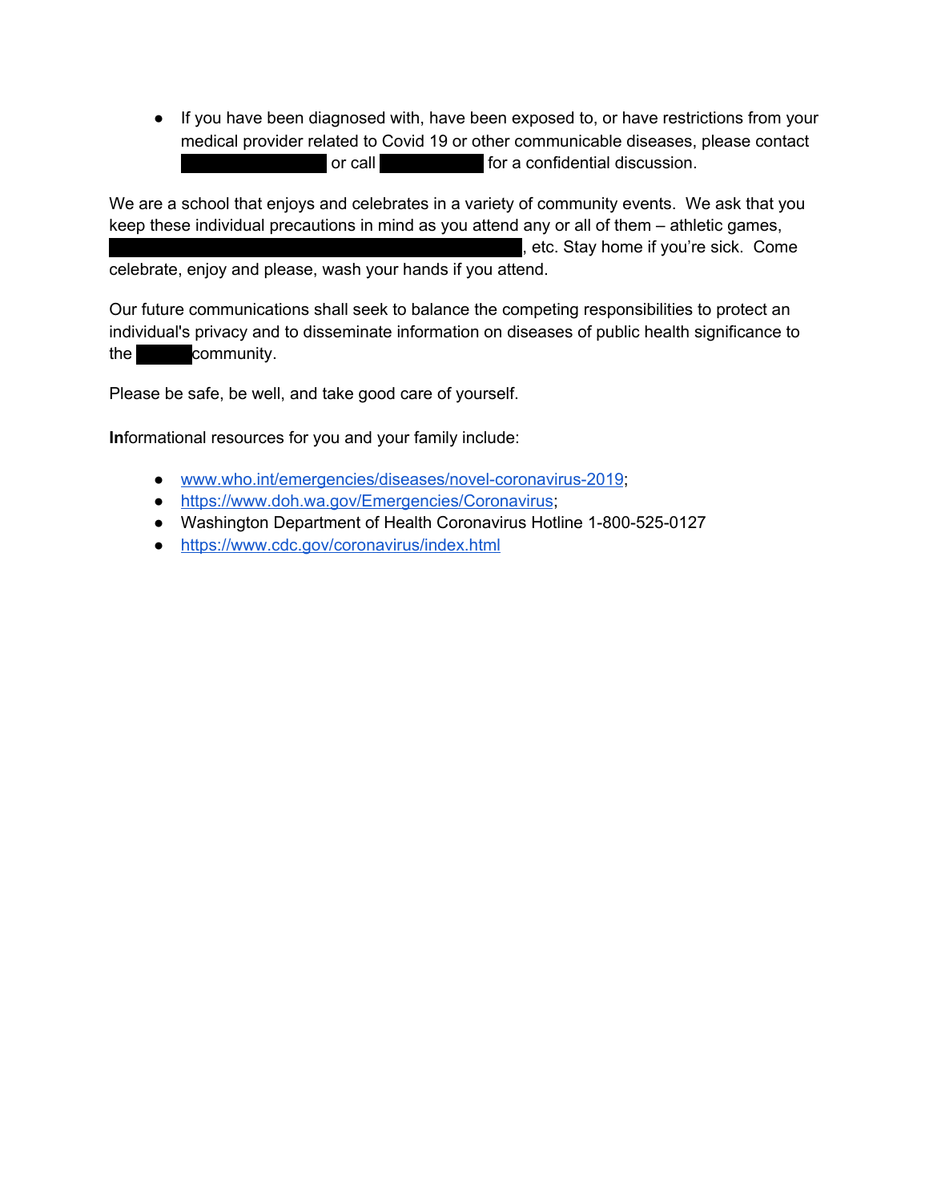- If you have been diagnosed with, have been exposed to, or have restrictions from your medical provider related to Covid 19 or other communicable diseases, please contact [REDACTED] or call [REDACTED] for a confidential discussion.

We are a school that enjoys and celebrates in a variety of community events. We ask that you keep these individual precautions in mind as you attend any or all of them – athletic games, [REDACTED], etc. Stay home if you're sick. Come celebrate, enjoy and please, wash your hands if you attend.

Our future communications shall seek to balance the competing responsibilities to protect an individual's privacy and to disseminate information on diseases of public health significance to the [REDACTED] community.

Please be safe, be well, and take good care of yourself.

**In**formational resources for you and your family include:

- www.who.int/emergencies/diseases/novel-coronavirus-2019;
- https://www.doh.wa.gov/Emergencies/Coronavirus;
- Washington Department of Health Coronavirus Hotline 1-800-525-0127
- https://www.cdc.gov/coronavirus/index.html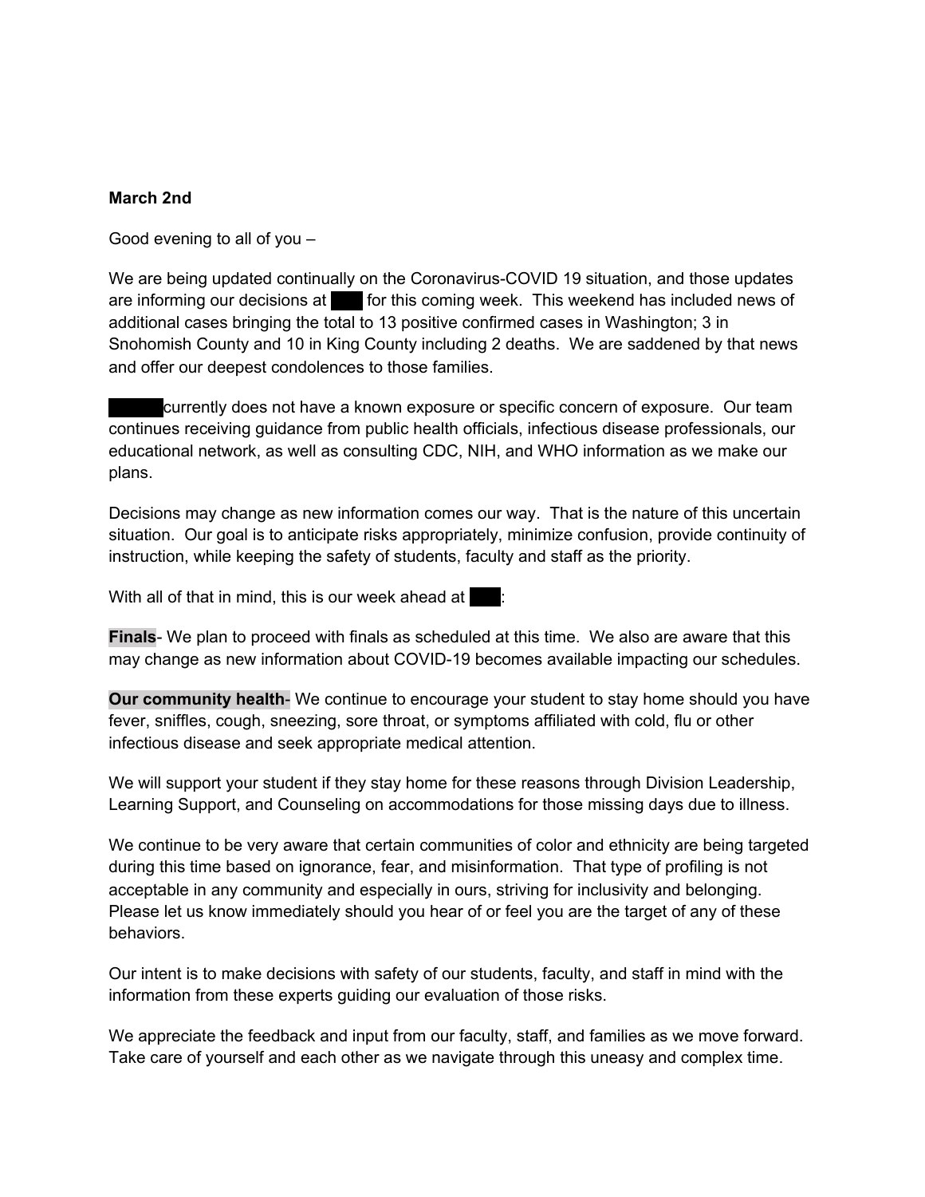**March 2nd**

Good evening to all of you –

We are being updated continually on the Coronavirus-COVID 19 situation, and those updates are informing our decisions at ███ for this coming week. This weekend has included news of additional cases bringing the total to 13 positive confirmed cases in Washington; 3 in Snohomish County and 10 in King County including 2 deaths. We are saddened by that news and offer our deepest condolences to those families.

██████ currently does not have a known exposure or specific concern of exposure. Our team continues receiving guidance from public health officials, infectious disease professionals, our educational network, as well as consulting CDC, NIH, and WHO information as we make our plans.

Decisions may change as new information comes our way. That is the nature of this uncertain situation. Our goal is to anticipate risks appropriately, minimize confusion, provide continuity of instruction, while keeping the safety of students, faculty and staff as the priority.

With all of that in mind, this is our week ahead at ███:

**Finals**- We plan to proceed with finals as scheduled at this time. We also are aware that this may change as new information about COVID-19 becomes available impacting our schedules.

**Our community health**- We continue to encourage your student to stay home should you have fever, sniffles, cough, sneezing, sore throat, or symptoms affiliated with cold, flu or other infectious disease and seek appropriate medical attention.

We will support your student if they stay home for these reasons through Division Leadership, Learning Support, and Counseling on accommodations for those missing days due to illness.

We continue to be very aware that certain communities of color and ethnicity are being targeted during this time based on ignorance, fear, and misinformation. That type of profiling is not acceptable in any community and especially in ours, striving for inclusivity and belonging. Please let us know immediately should you hear of or feel you are the target of any of these behaviors.

Our intent is to make decisions with safety of our students, faculty, and staff in mind with the information from these experts guiding our evaluation of those risks.

We appreciate the feedback and input from our faculty, staff, and families as we move forward. Take care of yourself and each other as we navigate through this uneasy and complex time.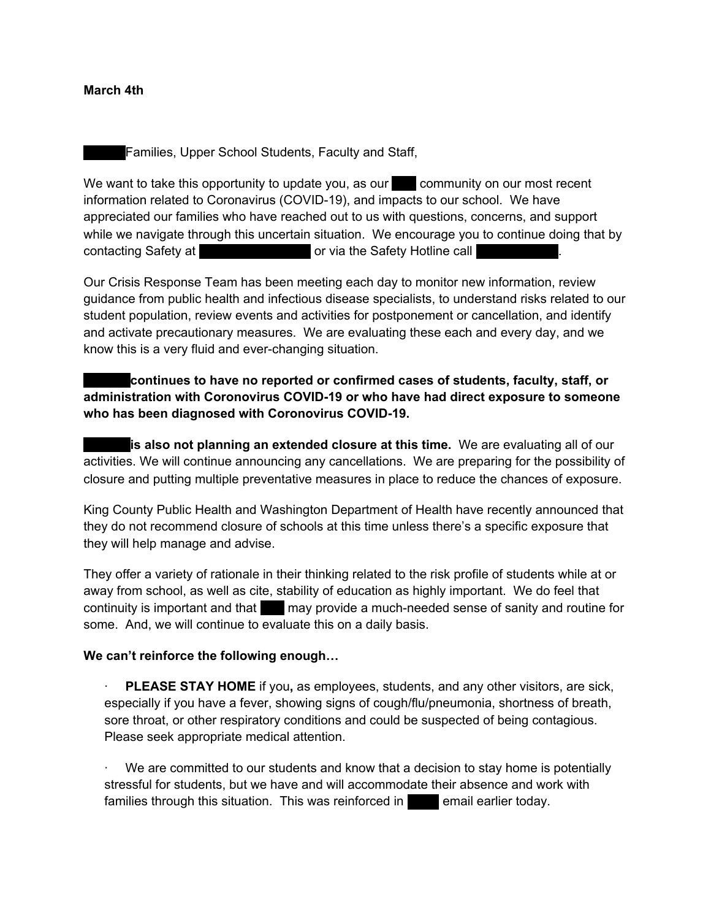**March 4th**

Families, Upper School Students, Faculty and Staff,

We want to take this opportunity to update you, as our community on our most recent information related to Coronavirus (COVID-19), and impacts to our school. We have appreciated our families who have reached out to us with questions, concerns, and support while we navigate through this uncertain situation. We encourage you to continue doing that by contacting Safety at or via the Safety Hotline call .

Our Crisis Response Team has been meeting each day to monitor new information, review guidance from public health and infectious disease specialists, to understand risks related to our student population, review events and activities for postponement or cancellation, and identify and activate precautionary measures. We are evaluating these each and every day, and we know this is a very fluid and ever-changing situation.

**continues to have no reported or confirmed cases of students, faculty, staff, or administration with Coronovirus COVID-19 or who have had direct exposure to someone who has been diagnosed with Coronovirus COVID-19.**

**is also not planning an extended closure at this time.** We are evaluating all of our activities. We will continue announcing any cancellations. We are preparing for the possibility of closure and putting multiple preventative measures in place to reduce the chances of exposure.

King County Public Health and Washington Department of Health have recently announced that they do not recommend closure of schools at this time unless there's a specific exposure that they will help manage and advise.

They offer a variety of rationale in their thinking related to the risk profile of students while at or away from school, as well as cite, stability of education as highly important. We do feel that continuity is important and that may provide a much-needed sense of sanity and routine for some. And, we will continue to evaluate this on a daily basis.

**We can't reinforce the following enough…**

- **PLEASE STAY HOME** if you**,** as employees, students, and any other visitors, are sick, especially if you have a fever, showing signs of cough/flu/pneumonia, shortness of breath, sore throat, or other respiratory conditions and could be suspected of being contagious. Please seek appropriate medical attention.

- We are committed to our students and know that a decision to stay home is potentially stressful for students, but we have and will accommodate their absence and work with families through this situation. This was reinforced in email earlier today.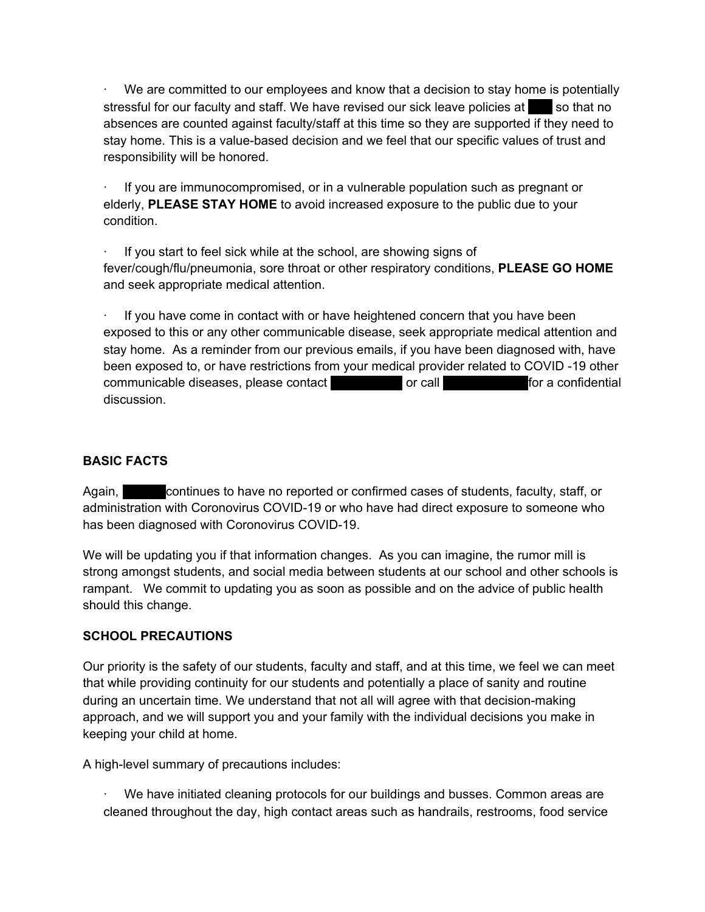- We are committed to our employees and know that a decision to stay home is potentially stressful for our faculty and staff. We have revised our sick leave policies at ███ so that no absences are counted against faculty/staff at this time so they are supported if they need to stay home. This is a value-based decision and we feel that our specific values of trust and responsibility will be honored.

- If you are immunocompromised, or in a vulnerable population such as pregnant or elderly, **PLEASE STAY HOME** to avoid increased exposure to the public due to your condition.

- If you start to feel sick while at the school, are showing signs of fever/cough/flu/pneumonia, sore throat or other respiratory conditions, **PLEASE GO HOME** and seek appropriate medical attention.

- If you have come in contact with or have heightened concern that you have been exposed to this or any other communicable disease, seek appropriate medical attention and stay home. As a reminder from our previous emails, if you have been diagnosed with, have been exposed to, or have restrictions from your medical provider related to COVID -19 other communicable diseases, please contact ███ or call ███ for a confidential discussion.

**BASIC FACTS**

Again, ███ continues to have no reported or confirmed cases of students, faculty, staff, or administration with Coronovirus COVID-19 or who have had direct exposure to someone who has been diagnosed with Coronovirus COVID-19.

We will be updating you if that information changes. As you can imagine, the rumor mill is strong amongst students, and social media between students at our school and other schools is rampant. We commit to updating you as soon as possible and on the advice of public health should this change.

**SCHOOL PRECAUTIONS**

Our priority is the safety of our students, faculty and staff, and at this time, we feel we can meet that while providing continuity for our students and potentially a place of sanity and routine during an uncertain time. We understand that not all will agree with that decision-making approach, and we will support you and your family with the individual decisions you make in keeping your child at home.

A high-level summary of precautions includes:

- We have initiated cleaning protocols for our buildings and busses. Common areas are cleaned throughout the day, high contact areas such as handrails, restrooms, food service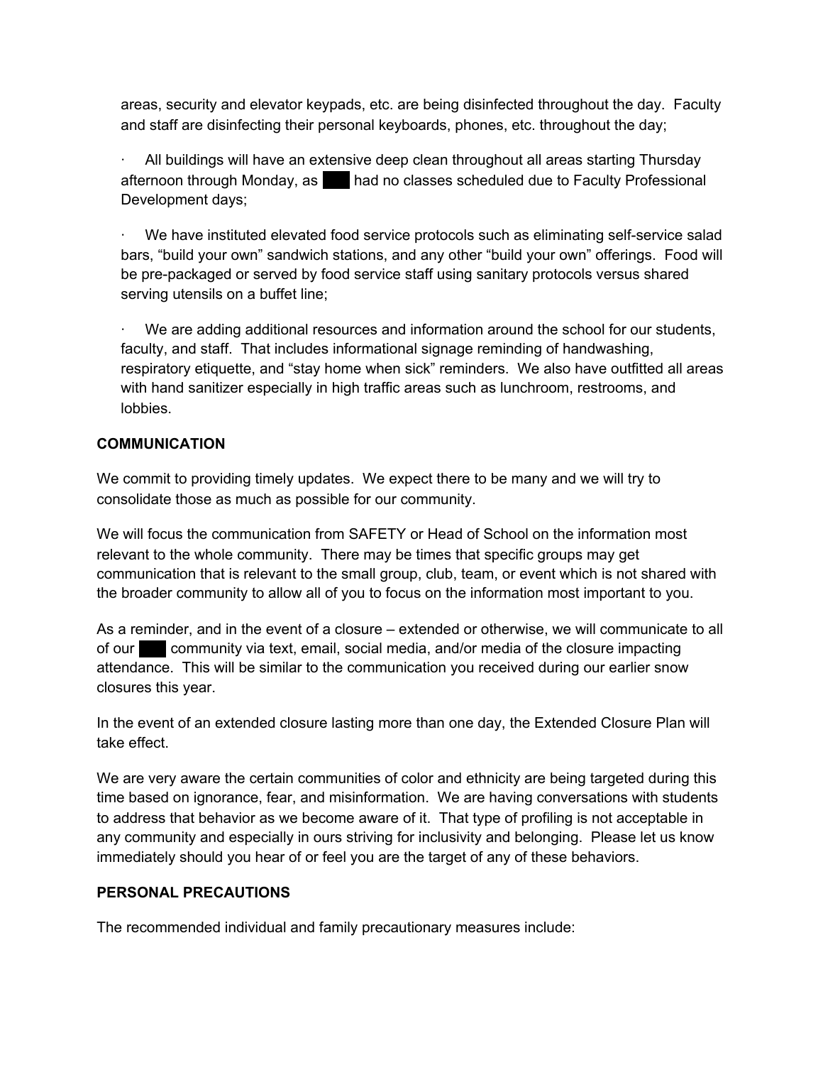areas, security and elevator keypads, etc. are being disinfected throughout the day. Faculty and staff are disinfecting their personal keyboards, phones, etc. throughout the day;

· All buildings will have an extensive deep clean throughout all areas starting Thursday afternoon through Monday, as ███ had no classes scheduled due to Faculty Professional Development days;

· We have instituted elevated food service protocols such as eliminating self-service salad bars, "build your own" sandwich stations, and any other "build your own" offerings. Food will be pre-packaged or served by food service staff using sanitary protocols versus shared serving utensils on a buffet line;

· We are adding additional resources and information around the school for our students, faculty, and staff. That includes informational signage reminding of handwashing, respiratory etiquette, and "stay home when sick" reminders. We also have outfitted all areas with hand sanitizer especially in high traffic areas such as lunchroom, restrooms, and lobbies.

**COMMUNICATION**

We commit to providing timely updates. We expect there to be many and we will try to consolidate those as much as possible for our community.

We will focus the communication from SAFETY or Head of School on the information most relevant to the whole community. There may be times that specific groups may get communication that is relevant to the small group, club, team, or event which is not shared with the broader community to allow all of you to focus on the information most important to you.

As a reminder, and in the event of a closure – extended or otherwise, we will communicate to all of our ███ community via text, email, social media, and/or media of the closure impacting attendance. This will be similar to the communication you received during our earlier snow closures this year.

In the event of an extended closure lasting more than one day, the Extended Closure Plan will take effect.

We are very aware the certain communities of color and ethnicity are being targeted during this time based on ignorance, fear, and misinformation. We are having conversations with students to address that behavior as we become aware of it. That type of profiling is not acceptable in any community and especially in ours striving for inclusivity and belonging. Please let us know immediately should you hear of or feel you are the target of any of these behaviors.

**PERSONAL PRECAUTIONS**

The recommended individual and family precautionary measures include: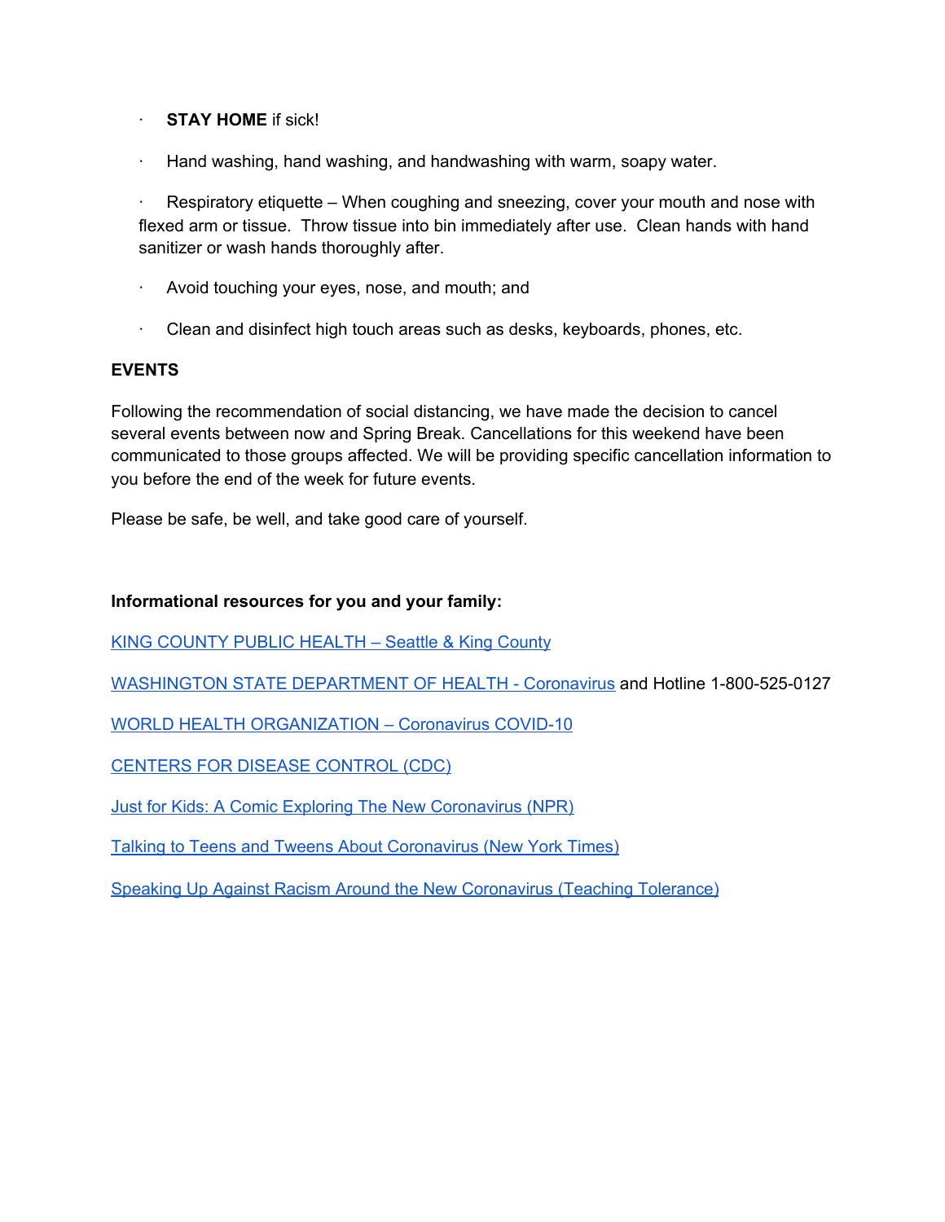- **STAY HOME** if sick!
- Hand washing, hand washing, and handwashing with warm, soapy water.
- Respiratory etiquette – When coughing and sneezing, cover your mouth and nose with flexed arm or tissue. Throw tissue into bin immediately after use. Clean hands with hand sanitizer or wash hands thoroughly after.
- Avoid touching your eyes, nose, and mouth; and
- Clean and disinfect high touch areas such as desks, keyboards, phones, etc.

**EVENTS**

Following the recommendation of social distancing, we have made the decision to cancel several events between now and Spring Break. Cancellations for this weekend have been communicated to those groups affected. We will be providing specific cancellation information to you before the end of the week for future events.

Please be safe, be well, and take good care of yourself.

**Informational resources for you and your family:**

KING COUNTY PUBLIC HEALTH – Seattle & King County

WASHINGTON STATE DEPARTMENT OF HEALTH - Coronavirus and Hotline 1-800-525-0127

WORLD HEALTH ORGANIZATION – Coronavirus COVID-10

CENTERS FOR DISEASE CONTROL (CDC)

Just for Kids: A Comic Exploring The New Coronavirus (NPR)

Talking to Teens and Tweens About Coronavirus (New York Times)

Speaking Up Against Racism Around the New Coronavirus (Teaching Tolerance)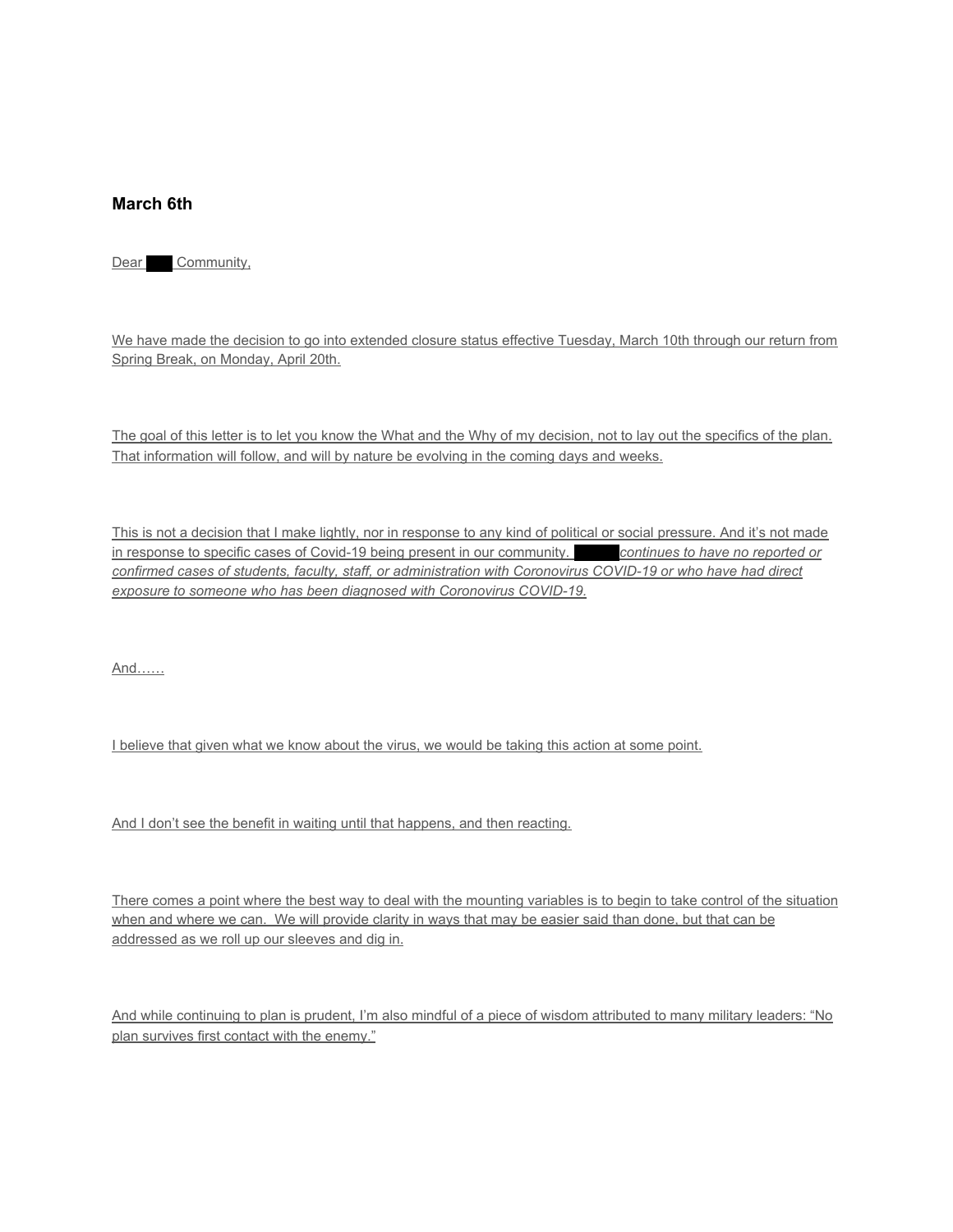### March 6th

Dear ███ Community,

We have made the decision to go into extended closure status effective Tuesday, March 10th through our return from Spring Break, on Monday, April 20th.

The goal of this letter is to let you know the What and the Why of my decision, not to lay out the specifics of the plan. That information will follow, and will by nature be evolving in the coming days and weeks.

This is not a decision that I make lightly, nor in response to any kind of political or social pressure. And it's not made in response to specific cases of Covid-19 being present in our community. ███ *continues to have no reported or confirmed cases of students, faculty, staff, or administration with Coronovirus COVID-19 or who have had direct exposure to someone who has been diagnosed with Coronovirus COVID-19.*

And……

I believe that given what we know about the virus, we would be taking this action at some point.

And I don't see the benefit in waiting until that happens, and then reacting.

There comes a point where the best way to deal with the mounting variables is to begin to take control of the situation when and where we can. We will provide clarity in ways that may be easier said than done, but that can be addressed as we roll up our sleeves and dig in.

And while continuing to plan is prudent, I'm also mindful of a piece of wisdom attributed to many military leaders: "No plan survives first contact with the enemy."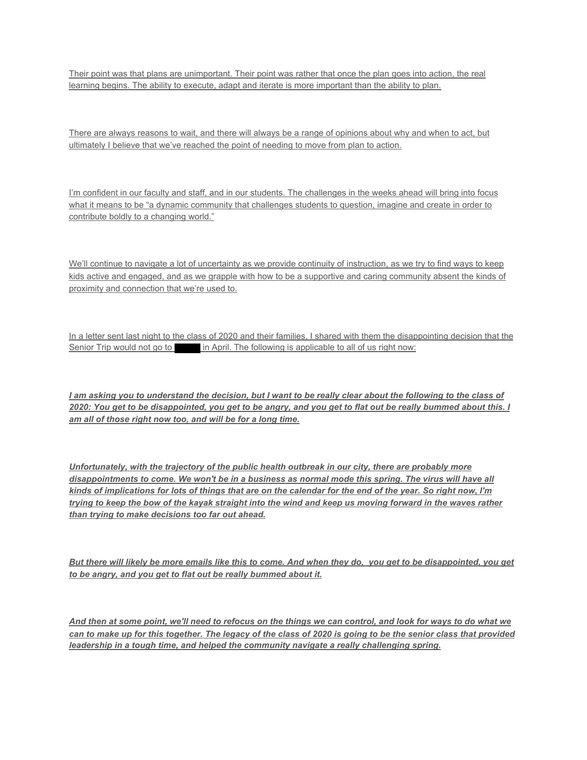Their point was that plans are unimportant. Their point was rather that once the plan goes into action, the real learning begins. The ability to execute, adapt and iterate is more important than the ability to plan.

There are always reasons to wait, and there will always be a range of opinions about why and when to act, but ultimately I believe that we've reached the point of needing to move from plan to action.

I'm confident in our faculty and staff, and in our students. The challenges in the weeks ahead will bring into focus what it means to be "a dynamic community that challenges students to question, imagine and create in order to contribute boldly to a changing world."

We'll continue to navigate a lot of uncertainty as we provide continuity of instruction, as we try to find ways to keep kids active and engaged, and as we grapple with how to be a supportive and caring community absent the kinds of proximity and connection that we're used to.

In a letter sent last night to the class of 2020 and their families, I shared with them the disappointing decision that the Senior Trip would not go to ████ in April. The following is applicable to all of us right now:

***I am asking you to understand the decision, but I want to be really clear about the following to the class of 2020: You get to be disappointed, you get to be angry, and you get to flat out be really bummed about this. I am all of those right now too, and will be for a long time.***

***Unfortunately, with the trajectory of the public health outbreak in our city, there are probably more disappointments to come. We won't be in a business as normal mode this spring. The virus will have all kinds of implications for lots of things that are on the calendar for the end of the year. So right now, I'm trying to keep the bow of the kayak straight into the wind and keep us moving forward in the waves rather than trying to make decisions too far out ahead.***

***But there will likely be more emails like this to come. And when they do, you get to be disappointed, you get to be angry, and you get to flat out be really bummed about it.***

***And then at some point, we'll need to refocus on the things we can control, and look for ways to do what we can to make up for this together. The legacy of the class of 2020 is going to be the senior class that provided leadership in a tough time, and helped the community navigate a really challenging spring.***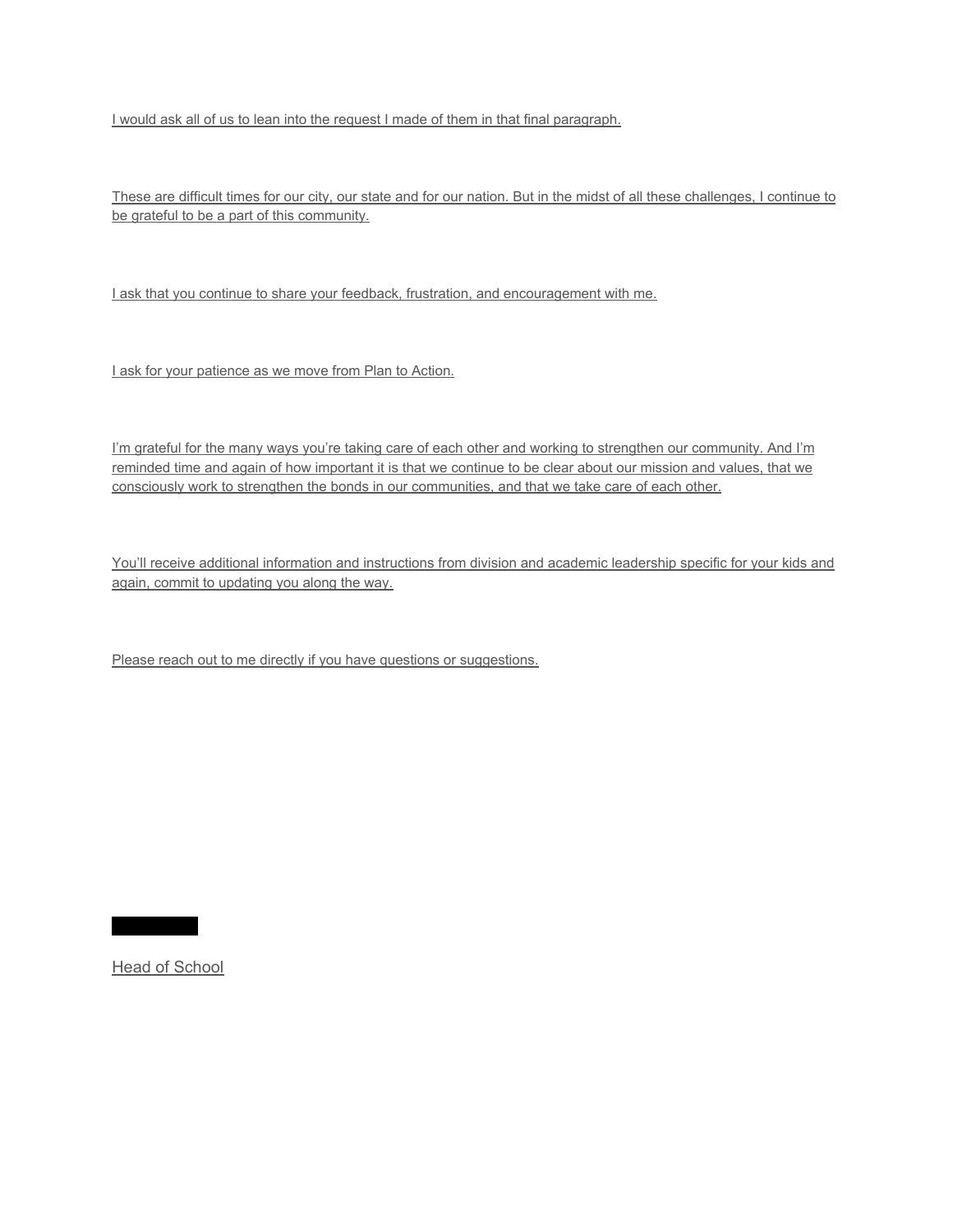I would ask all of us to lean into the request I made of them in that final paragraph.

These are difficult times for our city, our state and for our nation. But in the midst of all these challenges, I continue to be grateful to be a part of this community.

I ask that you continue to share your feedback, frustration, and encouragement with me.

I ask for your patience as we move from Plan to Action.

I'm grateful for the many ways you're taking care of each other and working to strengthen our community. And I'm reminded time and again of how important it is that we continue to be clear about our mission and values, that we consciously work to strengthen the bonds in our communities, and that we take care of each other.

You'll receive additional information and instructions from division and academic leadership specific for your kids and again, commit to updating you along the way.

Please reach out to me directly if you have questions or suggestions.

Head of School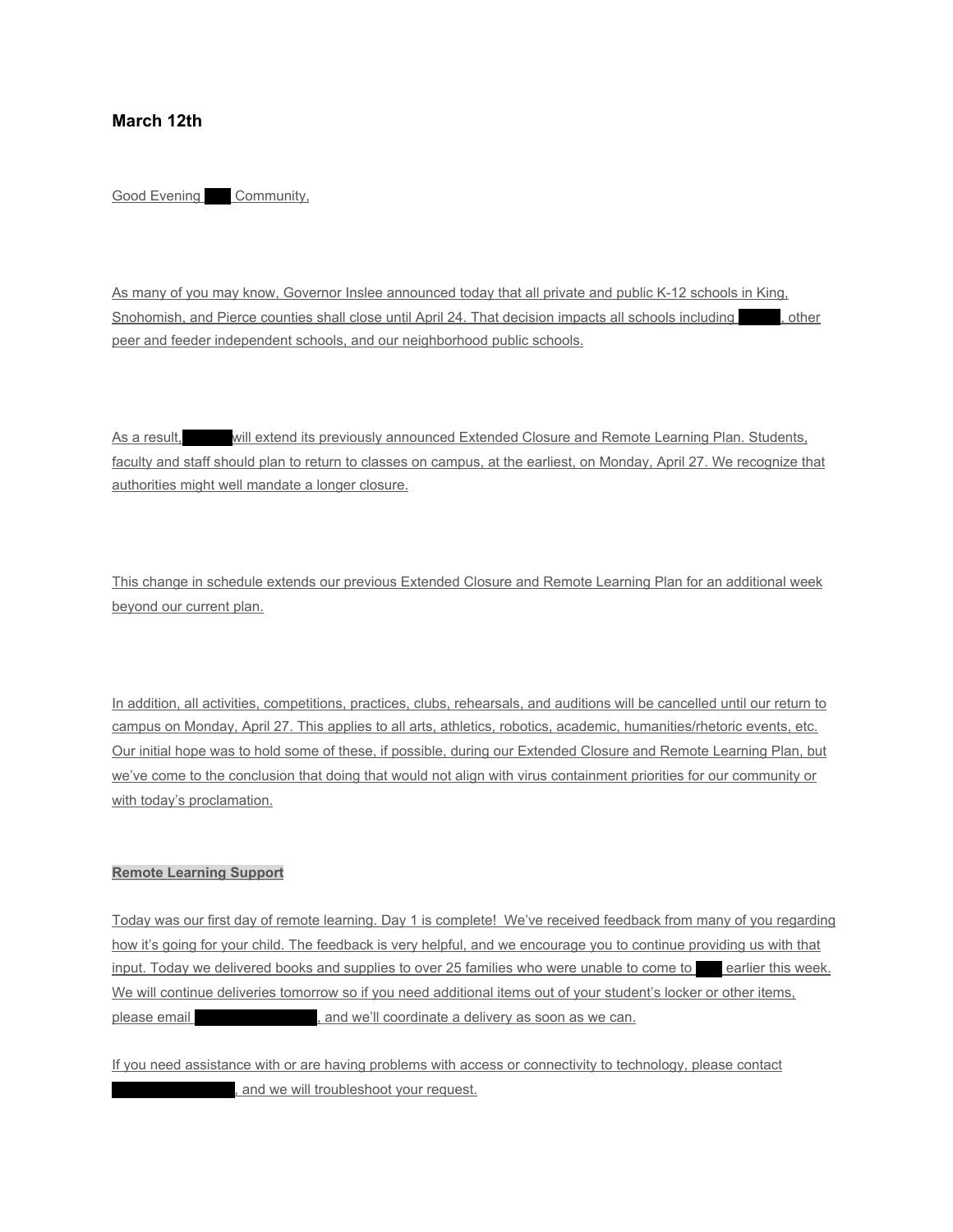### March 12th

Good Evening ███ Community,

As many of you may know, Governor Inslee announced today that all private and public K-12 schools in King, Snohomish, and Pierce counties shall close until April 24. That decision impacts all schools including ███, other peer and feeder independent schools, and our neighborhood public schools.

As a result, ███ will extend its previously announced Extended Closure and Remote Learning Plan. Students, faculty and staff should plan to return to classes on campus, at the earliest, on Monday, April 27. We recognize that authorities might well mandate a longer closure.

This change in schedule extends our previous Extended Closure and Remote Learning Plan for an additional week beyond our current plan.

In addition, all activities, competitions, practices, clubs, rehearsals, and auditions will be cancelled until our return to campus on Monday, April 27. This applies to all arts, athletics, robotics, academic, humanities/rhetoric events, etc. Our initial hope was to hold some of these, if possible, during our Extended Closure and Remote Learning Plan, but we've come to the conclusion that doing that would not align with virus containment priorities for our community or with today's proclamation.

**Remote Learning Support**

Today was our first day of remote learning. Day 1 is complete! We've received feedback from many of you regarding how it's going for your child. The feedback is very helpful, and we encourage you to continue providing us with that input. Today we delivered books and supplies to over 25 families who were unable to come to ███ earlier this week. We will continue deliveries tomorrow so if you need additional items out of your student's locker or other items, please email ███, and we'll coordinate a delivery as soon as we can.

If you need assistance with or are having problems with access or connectivity to technology, please contact ███, and we will troubleshoot your request.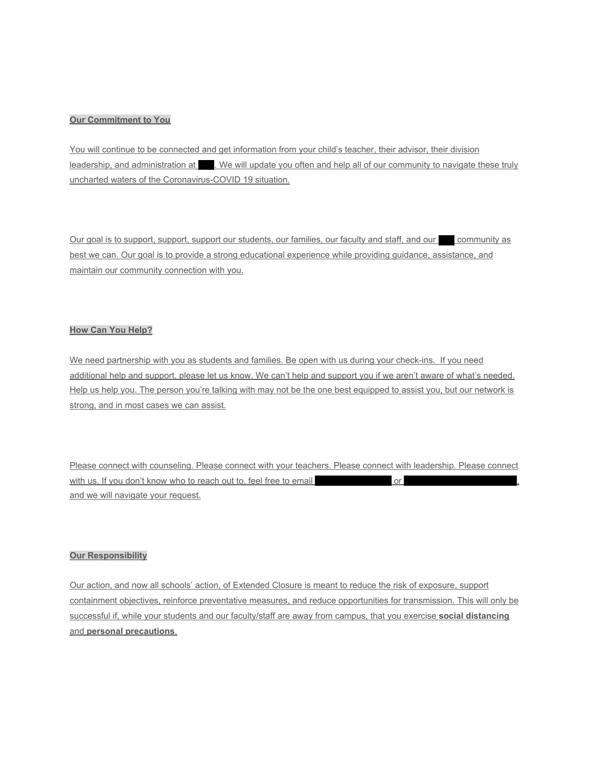## Our Commitment to You

You will continue to be connected and get information from your child's teacher, their advisor, their division leadership, and administration at ███. We will update you often and help all of our community to navigate these truly uncharted waters of the Coronavirus-COVID 19 situation.

Our goal is to support, support, support our students, our families, our faculty and staff, and our ███ community as best we can. Our goal is to provide a strong educational experience while providing guidance, assistance, and maintain our community connection with you.

## How Can You Help?

We need partnership with you as students and families. Be open with us during your check-ins. If you need additional help and support, please let us know. We can't help and support you if we aren't aware of what's needed. Help us help you. The person you're talking with may not be the one best equipped to assist you, but our network is strong, and in most cases we can assist.

Please connect with counseling. Please connect with your teachers. Please connect with leadership. Please connect with us. If you don't know who to reach out to, feel free to email ███ or ███, and we will navigate your request.

## Our Responsibility

Our action, and now all schools' action, of Extended Closure is meant to reduce the risk of exposure, support containment objectives, reinforce preventative measures, and reduce opportunities for transmission. This will only be successful if, while your students and our faculty/staff are away from campus, that you exercise **social distancing** and **personal precautions**.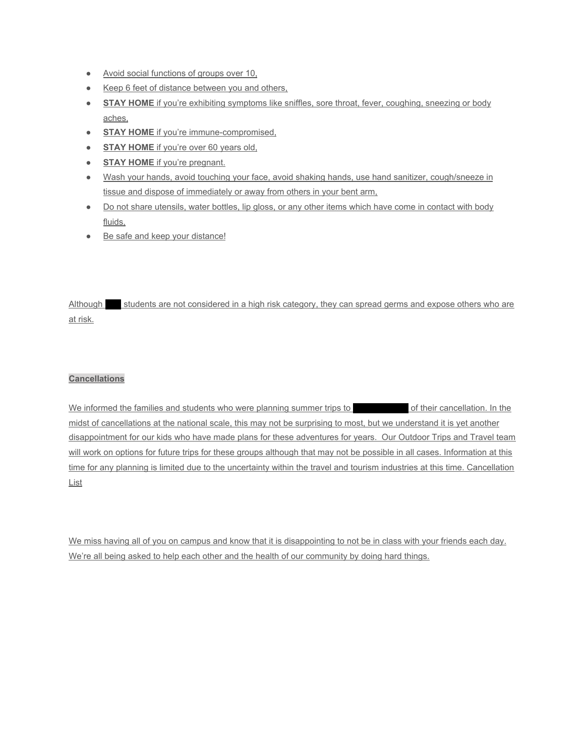- Avoid social functions of groups over 10,
- Keep 6 feet of distance between you and others,
- **STAY HOME** if you're exhibiting symptoms like sniffles, sore throat, fever, coughing, sneezing or body aches,
- **STAY HOME** if you're immune-compromised,
- **STAY HOME** if you're over 60 years old,
- **STAY HOME** if you're pregnant.
- Wash your hands, avoid touching your face, avoid shaking hands, use hand sanitizer, cough/sneeze in tissue and dispose of immediately or away from others in your bent arm,
- Do not share utensils, water bottles, lip gloss, or any other items which have come in contact with body fluids,
- Be safe and keep your distance!

Although ███ students are not considered in a high risk category, they can spread germs and expose others who are at risk.

**Cancellations**

We informed the families and students who were planning summer trips to ██████████ of their cancellation. In the midst of cancellations at the national scale, this may not be surprising to most, but we understand it is yet another disappointment for our kids who have made plans for these adventures for years. Our Outdoor Trips and Travel team will work on options for future trips for these groups although that may not be possible in all cases. Information at this time for any planning is limited due to the uncertainty within the travel and tourism industries at this time. Cancellation List

We miss having all of you on campus and know that it is disappointing to not be in class with your friends each day. We're all being asked to help each other and the health of our community by doing hard things.